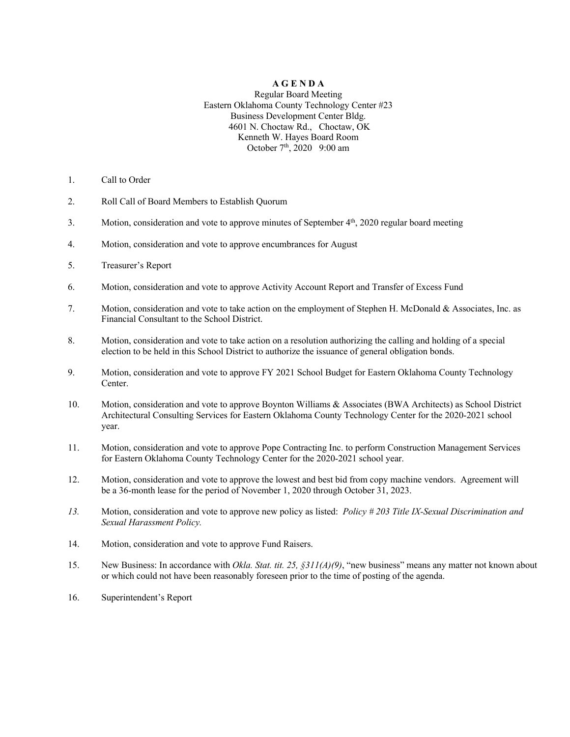# A G E N D A

Regular Board Meeting
Eastern Oklahoma County Technology Center #23
Business Development Center Bldg.
4601 N. Choctaw Rd., Choctaw, OK
Kenneth W. Hayes Board Room
October 7th, 2020 9:00 am

1. Call to Order

2. Roll Call of Board Members to Establish Quorum

3. Motion, consideration and vote to approve minutes of September 4th, 2020 regular board meeting

4. Motion, consideration and vote to approve encumbrances for August

5. Treasurer's Report

6. Motion, consideration and vote to approve Activity Account Report and Transfer of Excess Fund

7. Motion, consideration and vote to take action on the employment of Stephen H. McDonald & Associates, Inc. as Financial Consultant to the School District.

8. Motion, consideration and vote to take action on a resolution authorizing the calling and holding of a special election to be held in this School District to authorize the issuance of general obligation bonds.

9. Motion, consideration and vote to approve FY 2021 School Budget for Eastern Oklahoma County Technology Center.

10. Motion, consideration and vote to approve Boynton Williams & Associates (BWA Architects) as School District Architectural Consulting Services for Eastern Oklahoma County Technology Center for the 2020-2021 school year.

11. Motion, consideration and vote to approve Pope Contracting Inc. to perform Construction Management Services for Eastern Oklahoma County Technology Center for the 2020-2021 school year.

12. Motion, consideration and vote to approve the lowest and best bid from copy machine vendors. Agreement will be a 36-month lease for the period of November 1, 2020 through October 31, 2023.

13. Motion, consideration and vote to approve new policy as listed: *Policy # 203 Title IX-Sexual Discrimination and Sexual Harassment Policy.*

14. Motion, consideration and vote to approve Fund Raisers.

15. New Business: In accordance with *Okla. Stat. tit. 25, §311(A)(9)*, "new business" means any matter not known about or which could not have been reasonably foreseen prior to the time of posting of the agenda.

16. Superintendent's Report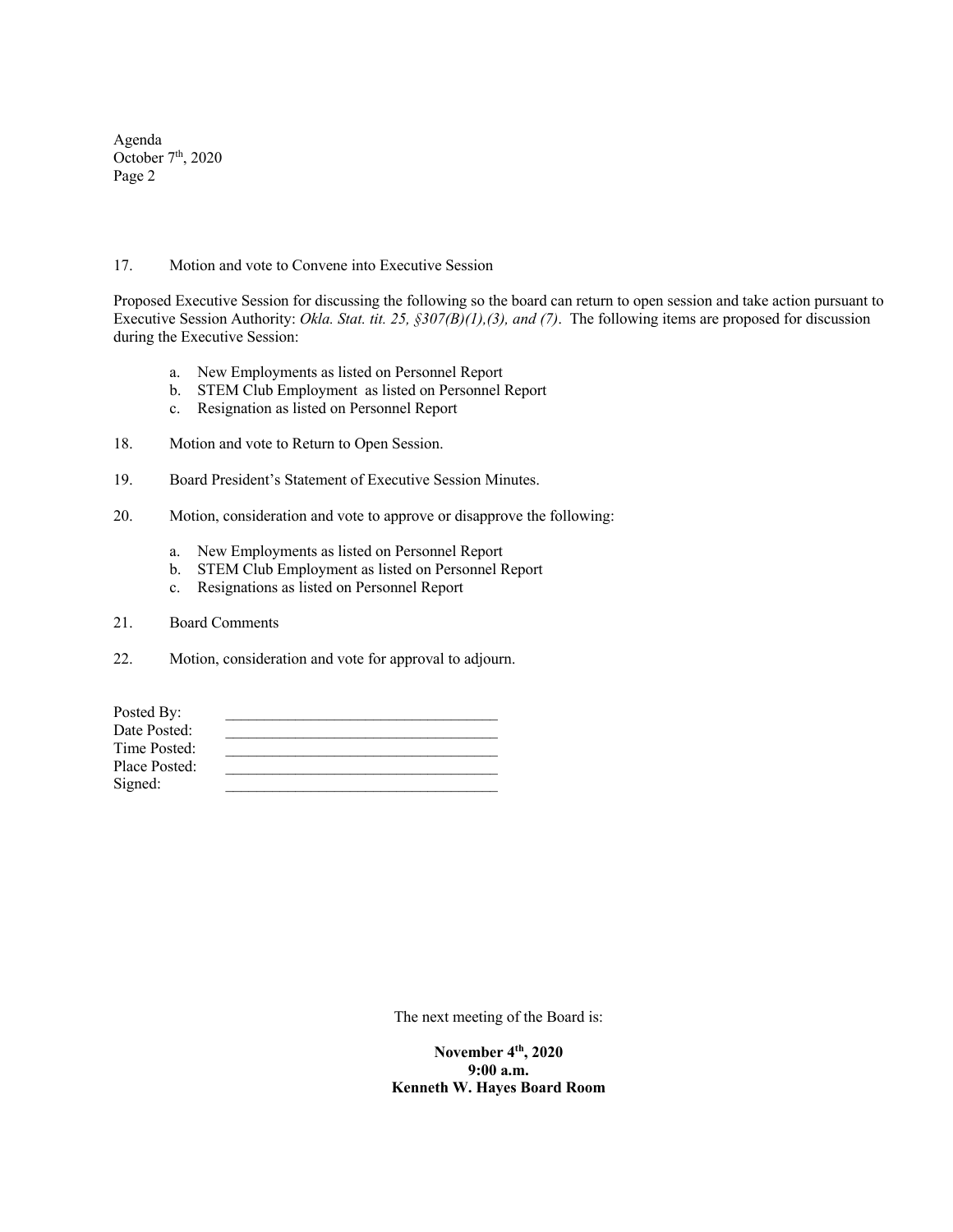17. Motion and vote to Convene into Executive Session

Proposed Executive Session for discussing the following so the board can return to open session and take action pursuant to Executive Session Authority: *Okla. Stat. tit. 25, §307(B)(1),(3), and (7)*. The following items are proposed for discussion during the Executive Session:

   a. New Employments as listed on Personnel Report
   b. STEM Club Employment as listed on Personnel Report
   c. Resignation as listed on Personnel Report

18. Motion and vote to Return to Open Session.

19. Board President's Statement of Executive Session Minutes.

20. Motion, consideration and vote to approve or disapprove the following:

   a. New Employments as listed on Personnel Report
   b. STEM Club Employment as listed on Personnel Report
   c. Resignations as listed on Personnel Report

21. Board Comments

22. Motion, consideration and vote for approval to adjourn.

Posted By: ___________________________________
Date Posted: ___________________________________
Time Posted: ___________________________________
Place Posted: ___________________________________
Signed: ___________________________________

The next meeting of the Board is:

**November 4th, 2020**
**9:00 a.m.**
**Kenneth W. Hayes Board Room**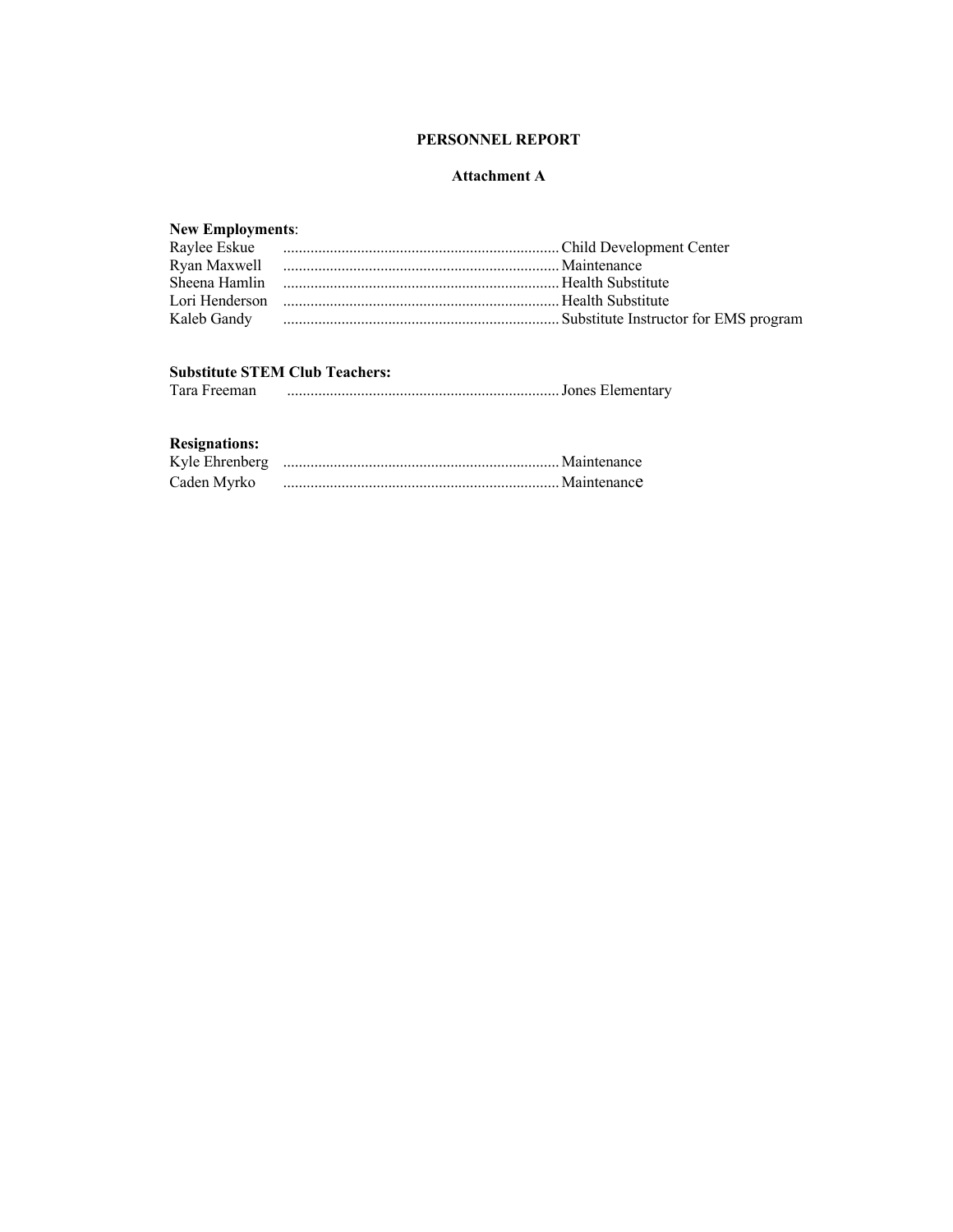**PERSONNEL REPORT**

**Attachment A**

**New Employments**:

Raylee Eskue ....................................................................... Child Development Center
Ryan Maxwell ....................................................................... Maintenance
Sheena Hamlin ....................................................................... Health Substitute
Lori Henderson ....................................................................... Health Substitute
Kaleb Gandy ....................................................................... Substitute Instructor for EMS program

**Substitute STEM Club Teachers:**

Tara Freeman ....................................................................... Jones Elementary

**Resignations:**

Kyle Ehrenberg ....................................................................... Maintenance
Caden Myrko ....................................................................... Maintenance